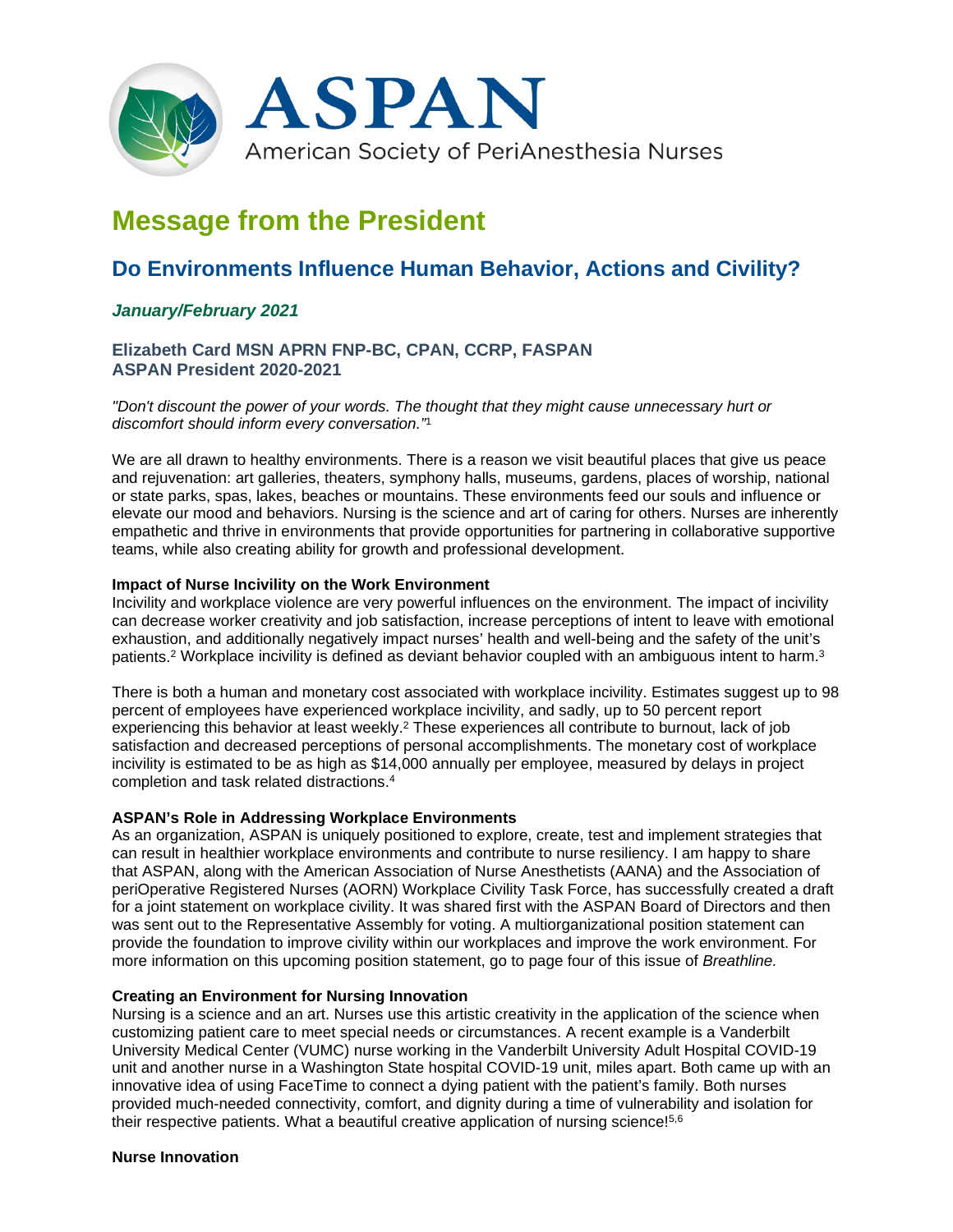# ASPAN

American Society of PeriAnesthesia Nurses

# Message from the President

## Do Environments Influence Human Behavior, Actions and Civility?

### *January/February 2021*

**Elizabeth Card MSN APRN FNP-BC, CPAN, CCRP, FASPAN**
**ASPAN President 2020-2021**

*"Don't discount the power of your words. The thought that they might cause unnecessary hurt or discomfort should inform every conversation."*[1]

We are all drawn to healthy environments. There is a reason we visit beautiful places that give us peace and rejuvenation: art galleries, theaters, symphony halls, museums, gardens, places of worship, national or state parks, spas, lakes, beaches or mountains. These environments feed our souls and influence or elevate our mood and behaviors. Nursing is the science and art of caring for others. Nurses are inherently empathetic and thrive in environments that provide opportunities for partnering in collaborative supportive teams, while also creating ability for growth and professional development.

**Impact of Nurse Incivility on the Work Environment**

Incivility and workplace violence are very powerful influences on the environment. The impact of incivility can decrease worker creativity and job satisfaction, increase perceptions of intent to leave with emotional exhaustion, and additionally negatively impact nurses' health and well-being and the safety of the unit's patients.[2] Workplace incivility is defined as deviant behavior coupled with an ambiguous intent to harm.[3]

There is both a human and monetary cost associated with workplace incivility. Estimates suggest up to 98 percent of employees have experienced workplace incivility, and sadly, up to 50 percent report experiencing this behavior at least weekly.[2] These experiences all contribute to burnout, lack of job satisfaction and decreased perceptions of personal accomplishments. The monetary cost of workplace incivility is estimated to be as high as $14,000 annually per employee, measured by delays in project completion and task related distractions.[4]

**ASPAN's Role in Addressing Workplace Environments**

As an organization, ASPAN is uniquely positioned to explore, create, test and implement strategies that can result in healthier workplace environments and contribute to nurse resiliency. I am happy to share that ASPAN, along with the American Association of Nurse Anesthetists (AANA) and the Association of periOperative Registered Nurses (AORN) Workplace Civility Task Force, has successfully created a draft for a joint statement on workplace civility. It was shared first with the ASPAN Board of Directors and then was sent out to the Representative Assembly for voting. A multiorganizational position statement can provide the foundation to improve civility within our workplaces and improve the work environment. For more information on this upcoming position statement, go to page four of this issue of *Breathline.*

**Creating an Environment for Nursing Innovation**

Nursing is a science and an art. Nurses use this artistic creativity in the application of the science when customizing patient care to meet special needs or circumstances. A recent example is a Vanderbilt University Medical Center (VUMC) nurse working in the Vanderbilt University Adult Hospital COVID-19 unit and another nurse in a Washington State hospital COVID-19 unit, miles apart. Both came up with an innovative idea of using FaceTime to connect a dying patient with the patient's family. Both nurses provided much-needed connectivity, comfort, and dignity during a time of vulnerability and isolation for their respective patients. What a beautiful creative application of nursing science![5,6]

**Nurse Innovation**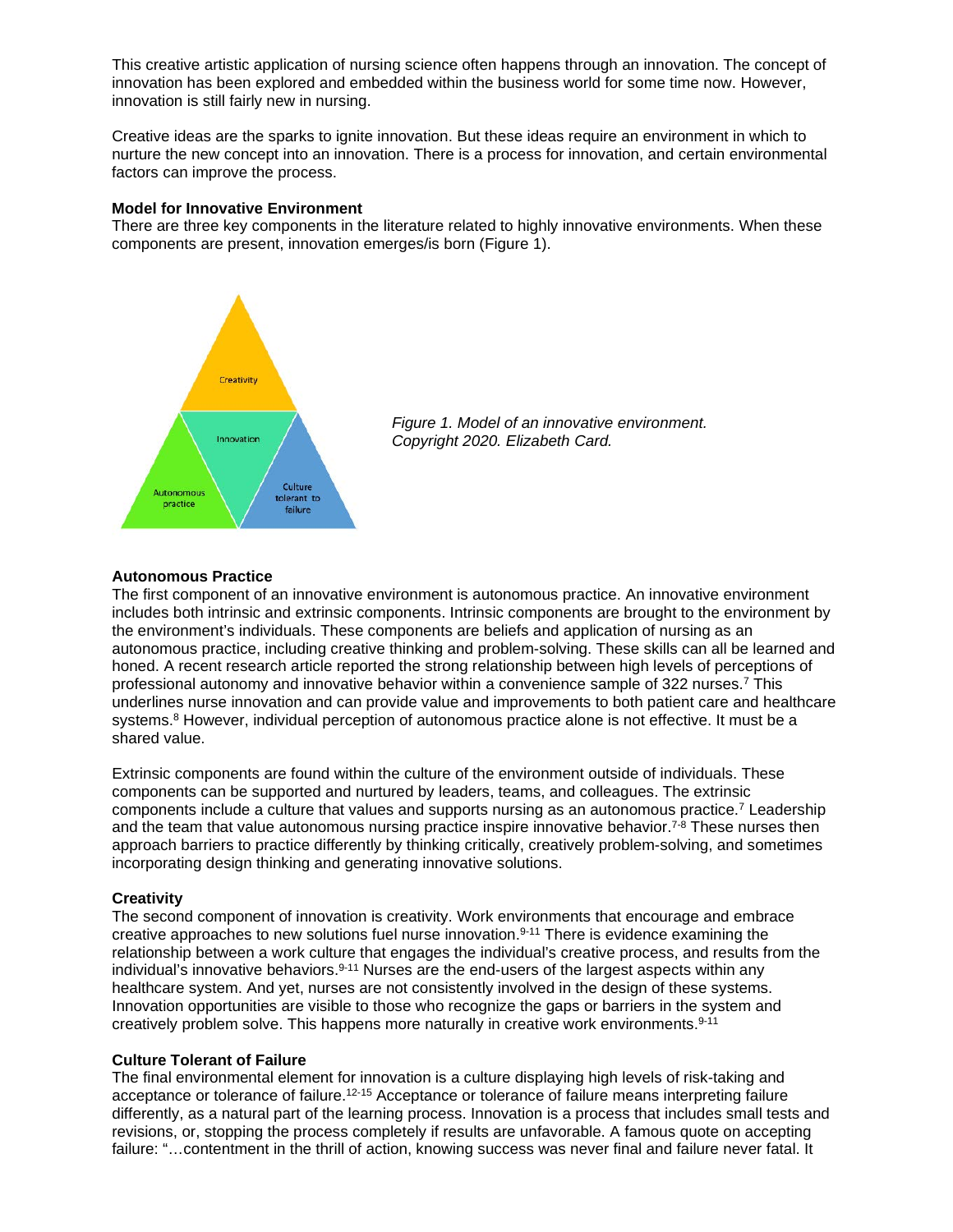This creative artistic application of nursing science often happens through an innovation. The concept of innovation has been explored and embedded within the business world for some time now. However, innovation is still fairly new in nursing.

Creative ideas are the sparks to ignite innovation. But these ideas require an environment in which to nurture the new concept into an innovation. There is a process for innovation, and certain environmental factors can improve the process.

**Model for Innovative Environment**

There are three key components in the literature related to highly innovative environments. When these components are present, innovation emerges/is born (Figure 1).

*Figure 1. Model of an innovative environment. Copyright 2020. Elizabeth Card.*

**Autonomous Practice**

The first component of an innovative environment is autonomous practice. An innovative environment includes both intrinsic and extrinsic components. Intrinsic components are brought to the environment by the environment's individuals. These components are beliefs and application of nursing as an autonomous practice, including creative thinking and problem-solving. These skills can all be learned and honed. A recent research article reported the strong relationship between high levels of perceptions of professional autonomy and innovative behavior within a convenience sample of 322 nurses.[7] This underlines nurse innovation and can provide value and improvements to both patient care and healthcare systems.[8] However, individual perception of autonomous practice alone is not effective. It must be a shared value.

Extrinsic components are found within the culture of the environment outside of individuals. These components can be supported and nurtured by leaders, teams, and colleagues. The extrinsic components include a culture that values and supports nursing as an autonomous practice.[7] Leadership and the team that value autonomous nursing practice inspire innovative behavior.[7-8] These nurses then approach barriers to practice differently by thinking critically, creatively problem-solving, and sometimes incorporating design thinking and generating innovative solutions.

**Creativity**

The second component of innovation is creativity. Work environments that encourage and embrace creative approaches to new solutions fuel nurse innovation.[9-11] There is evidence examining the relationship between a work culture that engages the individual's creative process, and results from the individual's innovative behaviors.[9-11] Nurses are the end-users of the largest aspects within any healthcare system. And yet, nurses are not consistently involved in the design of these systems. Innovation opportunities are visible to those who recognize the gaps or barriers in the system and creatively problem solve. This happens more naturally in creative work environments.[9-11]

**Culture Tolerant of Failure**

The final environmental element for innovation is a culture displaying high levels of risk-taking and acceptance or tolerance of failure.[12-15] Acceptance or tolerance of failure means interpreting failure differently, as a natural part of the learning process. Innovation is a process that includes small tests and revisions, or, stopping the process completely if results are unfavorable. A famous quote on accepting failure: "…contentment in the thrill of action, knowing success was never final and failure never fatal. It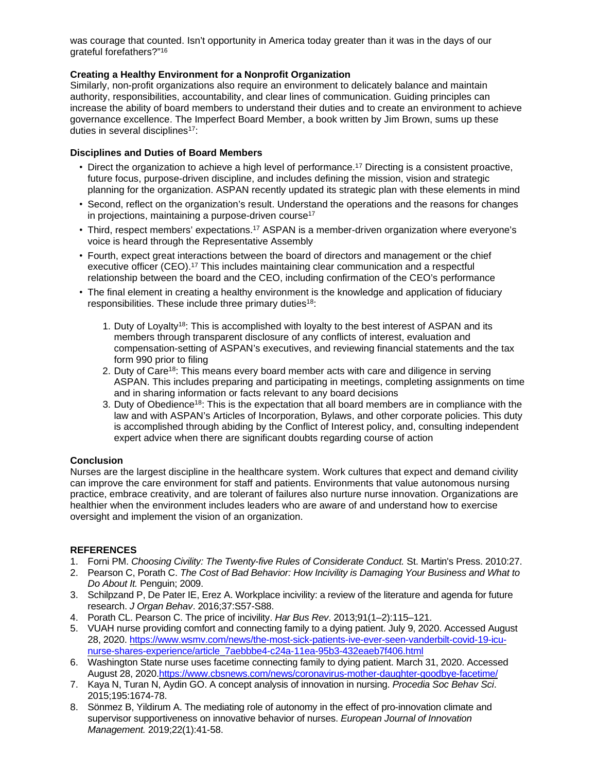was courage that counted. Isn't opportunity in America today greater than it was in the days of our grateful forefathers?"[16]

**Creating a Healthy Environment for a Nonprofit Organization**

Similarly, non-profit organizations also require an environment to delicately balance and maintain authority, responsibilities, accountability, and clear lines of communication. Guiding principles can increase the ability of board members to understand their duties and to create an environment to achieve governance excellence. The Imperfect Board Member, a book written by Jim Brown, sums up these duties in several disciplines[17]:

**Disciplines and Duties of Board Members**

- Direct the organization to achieve a high level of performance.[17] Directing is a consistent proactive, future focus, purpose-driven discipline, and includes defining the mission, vision and strategic planning for the organization. ASPAN recently updated its strategic plan with these elements in mind
- Second, reflect on the organization's result. Understand the operations and the reasons for changes in projections, maintaining a purpose-driven course[17]
- Third, respect members' expectations.[17] ASPAN is a member-driven organization where everyone's voice is heard through the Representative Assembly
- Fourth, expect great interactions between the board of directors and management or the chief executive officer (CEO).[17] This includes maintaining clear communication and a respectful relationship between the board and the CEO, including confirmation of the CEO's performance
- The final element in creating a healthy environment is the knowledge and application of fiduciary responsibilities. These include three primary duties[18]:

    1. Duty of Loyalty[18]: This is accomplished with loyalty to the best interest of ASPAN and its members through transparent disclosure of any conflicts of interest, evaluation and compensation-setting of ASPAN's executives, and reviewing financial statements and the tax form 990 prior to filing
    2. Duty of Care[18]: This means every board member acts with care and diligence in serving ASPAN. This includes preparing and participating in meetings, completing assignments on time and in sharing information or facts relevant to any board decisions
    3. Duty of Obedience[18]: This is the expectation that all board members are in compliance with the law and with ASPAN's Articles of Incorporation, Bylaws, and other corporate policies. This duty is accomplished through abiding by the Conflict of Interest policy, and, consulting independent expert advice when there are significant doubts regarding course of action

**Conclusion**

Nurses are the largest discipline in the healthcare system. Work cultures that expect and demand civility can improve the care environment for staff and patients. Environments that value autonomous nursing practice, embrace creativity, and are tolerant of failures also nurture nurse innovation. Organizations are healthier when the environment includes leaders who are aware of and understand how to exercise oversight and implement the vision of an organization.

**REFERENCES**

1. Forni PM. *Choosing Civility: The Twenty-five Rules of Considerate Conduct.* St. Martin's Press. 2010:27.
2. Pearson C, Porath C. *The Cost of Bad Behavior: How Incivility is Damaging Your Business and What to Do About It.* Penguin; 2009.
3. Schilpzand P, De Pater IE, Erez A. Workplace incivility: a review of the literature and agenda for future research. *J Organ Behav*. 2016;37:S57-S88.
4. Porath CL. Pearson C. The price of incivility. *Har Bus Rev*. 2013;91(1–2):115–121.
5. VUAH nurse providing comfort and connecting family to a dying patient. July 9, 2020. Accessed August 28, 2020. https://www.wsmv.com/news/the-most-sick-patients-ive-ever-seen-vanderbilt-covid-19-icu-nurse-shares-experience/article_7aebbbe4-c24a-11ea-95b3-432eaeb7f406.html
6. Washington State nurse uses facetime connecting family to dying patient. March 31, 2020. Accessed August 28, 2020.https://www.cbsnews.com/news/coronavirus-mother-daughter-goodbye-facetime/
7. Kaya N, Turan N, Aydin GO. A concept analysis of innovation in nursing. *Procedia Soc Behav Sci*. 2015;195:1674-78.
8. Sönmez B, Yildirum A. The mediating role of autonomy in the effect of pro-innovation climate and supervisor supportiveness on innovative behavior of nurses. *European Journal of Innovation Management.* 2019;22(1):41-58.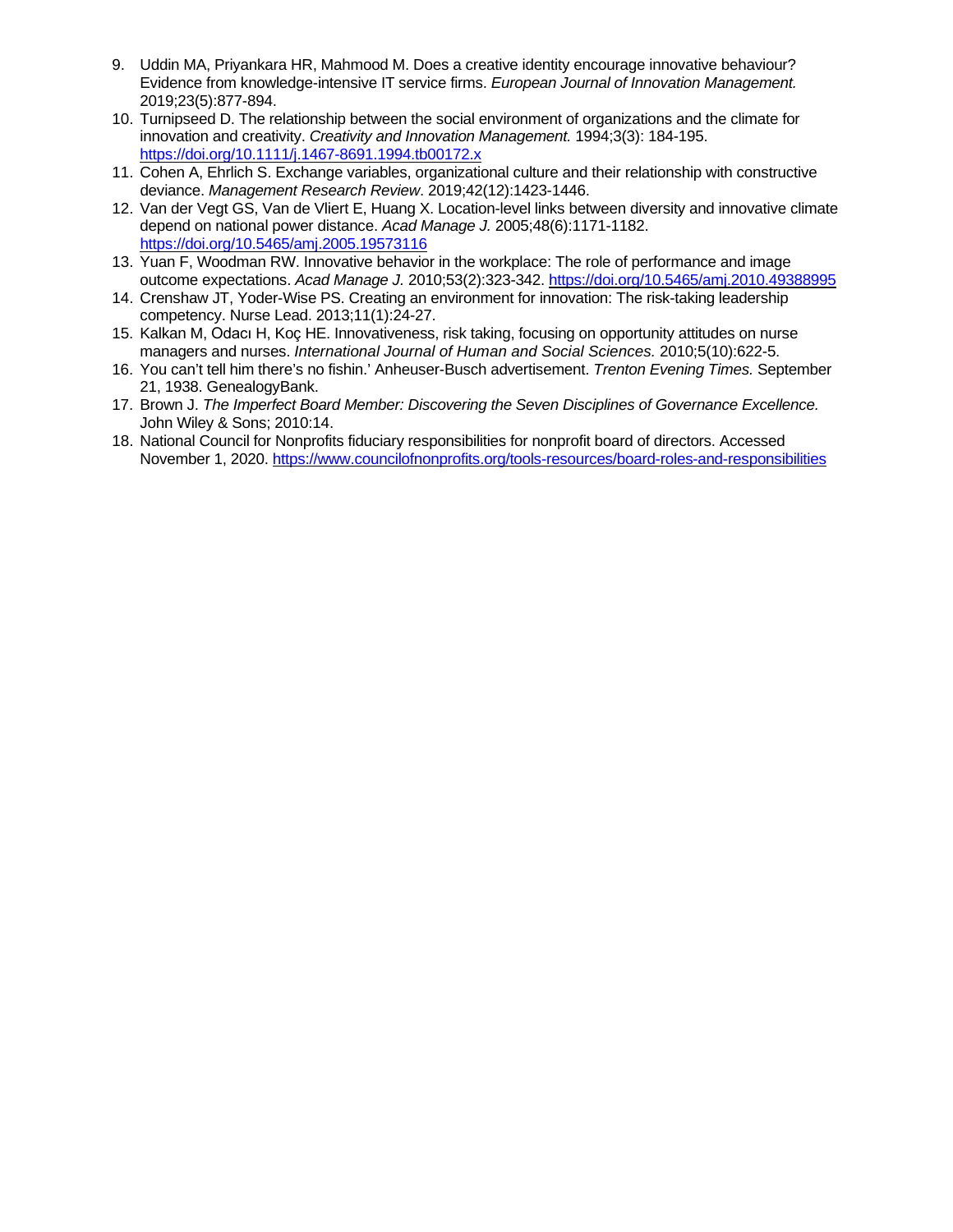9. Uddin MA, Priyankara HR, Mahmood M. Does a creative identity encourage innovative behaviour? Evidence from knowledge-intensive IT service firms. *European Journal of Innovation Management.* 2019;23(5):877-894.
10. Turnipseed D. The relationship between the social environment of organizations and the climate for innovation and creativity. *Creativity and Innovation Management.* 1994;3(3): 184-195. https://doi.org/10.1111/j.1467-8691.1994.tb00172.x
11. Cohen A, Ehrlich S. Exchange variables, organizational culture and their relationship with constructive deviance. *Management Research Review*. 2019;42(12):1423-1446.
12. Van der Vegt GS, Van de Vliert E, Huang X. Location-level links between diversity and innovative climate depend on national power distance. *Acad Manage J.* 2005;48(6):1171-1182. https://doi.org/10.5465/amj.2005.19573116
13. Yuan F, Woodman RW. Innovative behavior in the workplace: The role of performance and image outcome expectations. *Acad Manage J.* 2010;53(2):323-342. https://doi.org/10.5465/amj.2010.49388995
14. Crenshaw JT, Yoder-Wise PS. Creating an environment for innovation: The risk-taking leadership competency. Nurse Lead. 2013;11(1):24-27.
15. Kalkan M, Odacı H, Koç HE. Innovativeness, risk taking, focusing on opportunity attitudes on nurse managers and nurses. *International Journal of Human and Social Sciences.* 2010;5(10):622-5.
16. You can't tell him there's no fishin.' Anheuser-Busch advertisement. *Trenton Evening Times.* September 21, 1938. GenealogyBank.
17. Brown J. *The Imperfect Board Member: Discovering the Seven Disciplines of Governance Excellence.* John Wiley & Sons; 2010:14.
18. National Council for Nonprofits fiduciary responsibilities for nonprofit board of directors. Accessed November 1, 2020. https://www.councilofnonprofits.org/tools-resources/board-roles-and-responsibilities